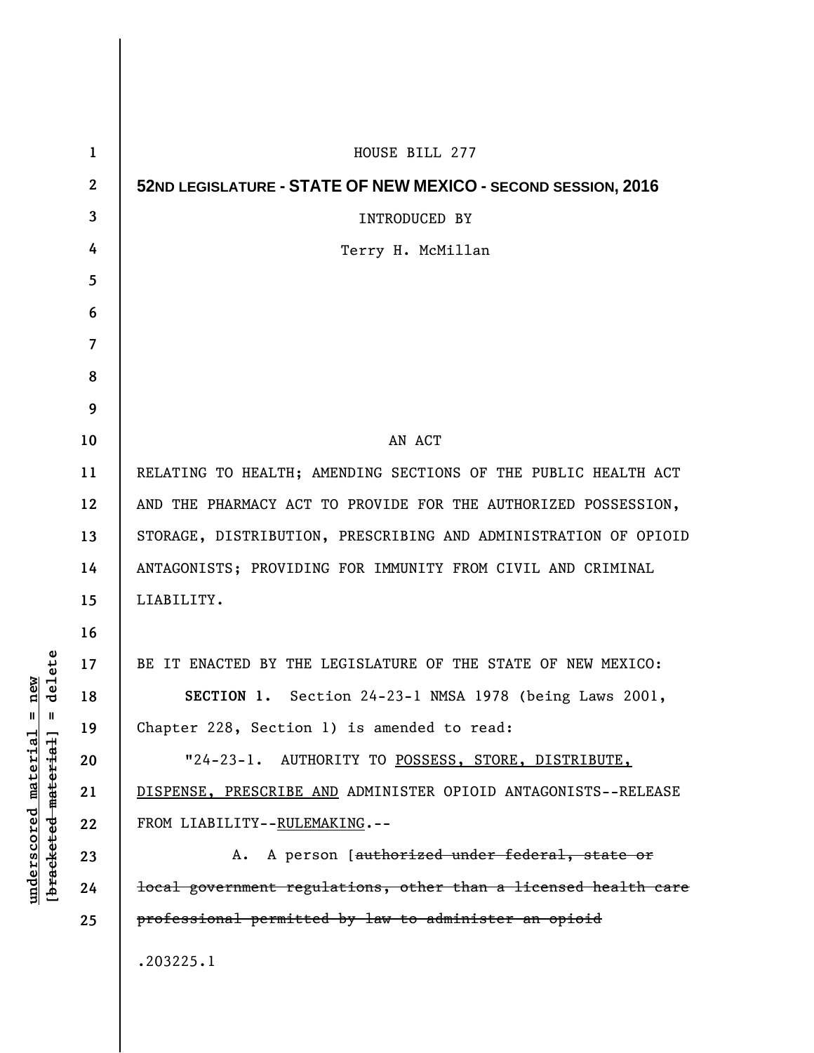HOUSE BILL 277

**52ND LEGISLATURE - STATE OF NEW MEXICO - SECOND SESSION, 2016**

INTRODUCED BY

Terry H. McMillan

AN ACT

RELATING TO HEALTH; AMENDING SECTIONS OF THE PUBLIC HEALTH ACT AND THE PHARMACY ACT TO PROVIDE FOR THE AUTHORIZED POSSESSION, STORAGE, DISTRIBUTION, PRESCRIBING AND ADMINISTRATION OF OPIOID ANTAGONISTS; PROVIDING FOR IMMUNITY FROM CIVIL AND CRIMINAL LIABILITY.

BE IT ENACTED BY THE LEGISLATURE OF THE STATE OF NEW MEXICO:

**SECTION 1.** Section 24-23-1 NMSA 1978 (being Laws 2001, Chapter 228, Section 1) is amended to read:

"24-23-1. AUTHORITY TO <u>POSSESS, STORE, DISTRIBUTE, DISPENSE, PRESCRIBE AND</u> ADMINISTER OPIOID ANTAGONISTS--RELEASE FROM LIABILITY--<u>RULEMAKING</u>.--

A. A person [~~authorized under federal, state or local government regulations, other than a licensed health care professional permitted by law to administer an opioid~~

.203225.1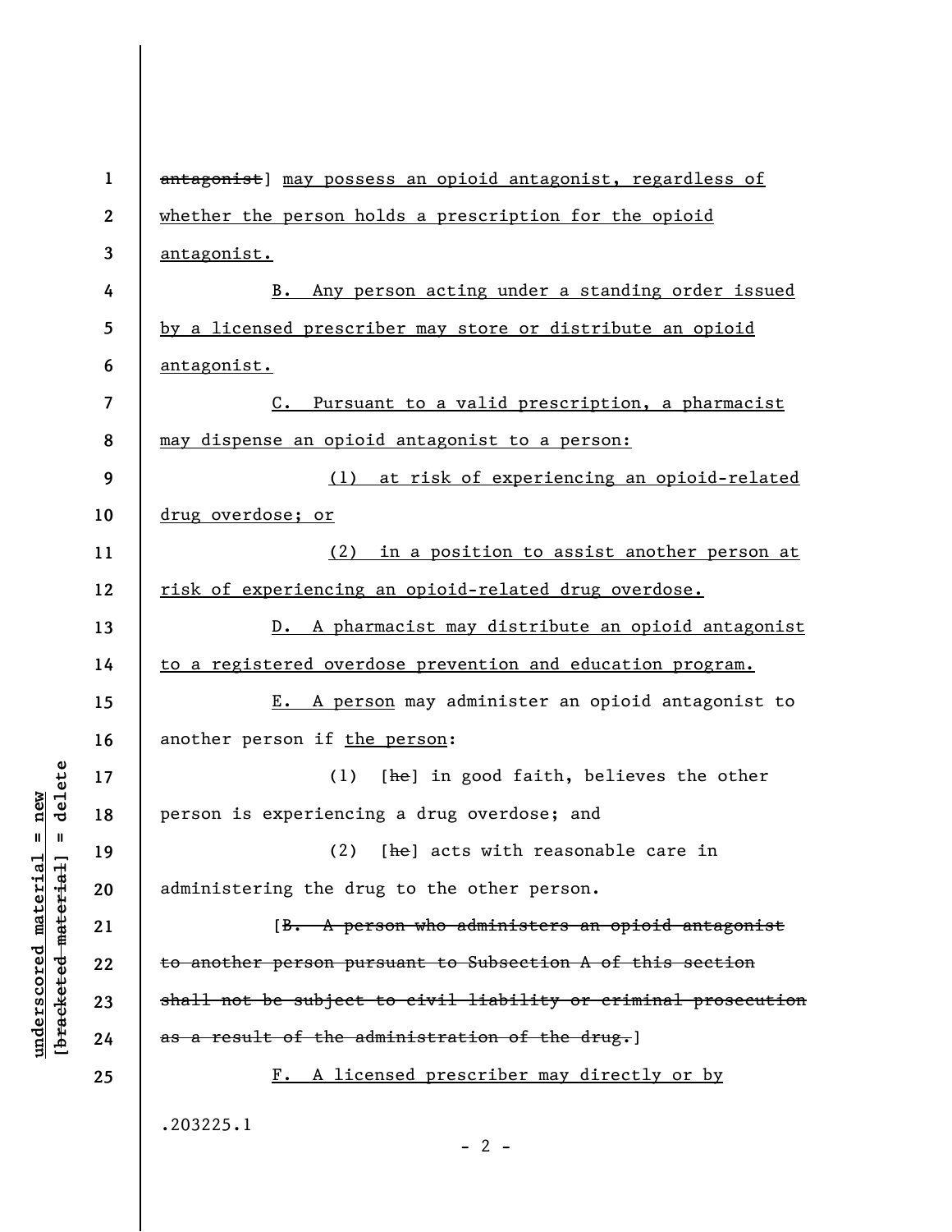~~antagonist~~] <u>may possess an opioid antagonist, regardless of whether the person holds a prescription for the opioid antagonist.</u>

<u>B. Any person acting under a standing order issued by a licensed prescriber may store or distribute an opioid antagonist.</u>

<u>C. Pursuant to a valid prescription, a pharmacist may dispense an opioid antagonist to a person:</u>

<u>(1) at risk of experiencing an opioid-related drug overdose; or</u>

<u>(2) in a position to assist another person at risk of experiencing an opioid-related drug overdose.</u>

<u>D. A pharmacist may distribute an opioid antagonist to a registered overdose prevention and education program.</u>

<u>E. A person</u> may administer an opioid antagonist to another person if <u>the person</u>:

(1) [~~he~~] in good faith, believes the other person is experiencing a drug overdose; and

(2) [~~he~~] acts with reasonable care in administering the drug to the other person.

[~~B. A person who administers an opioid antagonist to another person pursuant to Subsection A of this section shall not be subject to civil liability or criminal prosecution as a result of the administration of the drug.~~]

<u>F. A licensed prescriber may directly or by</u>

.203225.1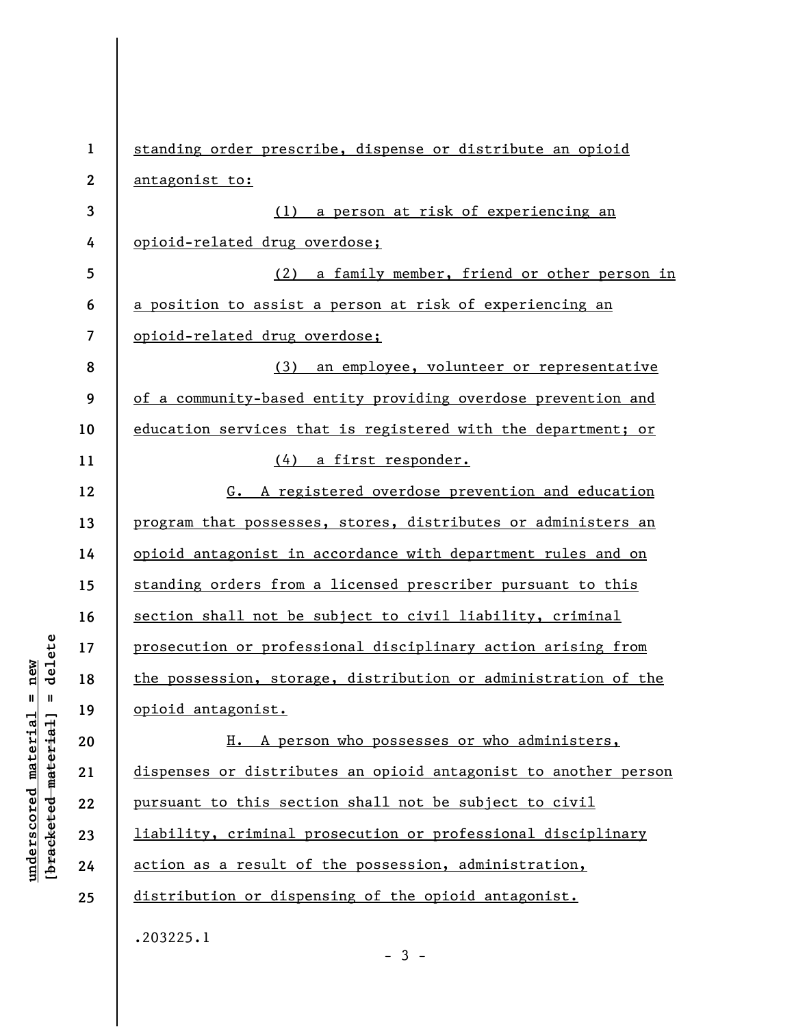standing order prescribe, dispense or distribute an opioid antagonist to:

(1) a person at risk of experiencing an opioid-related drug overdose;

(2) a family member, friend or other person in a position to assist a person at risk of experiencing an opioid-related drug overdose;

(3) an employee, volunteer or representative of a community-based entity providing overdose prevention and education services that is registered with the department; or

(4) a first responder.

G. A registered overdose prevention and education program that possesses, stores, distributes or administers an opioid antagonist in accordance with department rules and on standing orders from a licensed prescriber pursuant to this section shall not be subject to civil liability, criminal prosecution or professional disciplinary action arising from the possession, storage, distribution or administration of the opioid antagonist.

H. A person who possesses or who administers, dispenses or distributes an opioid antagonist to another person pursuant to this section shall not be subject to civil liability, criminal prosecution or professional disciplinary action as a result of the possession, administration, distribution or dispensing of the opioid antagonist.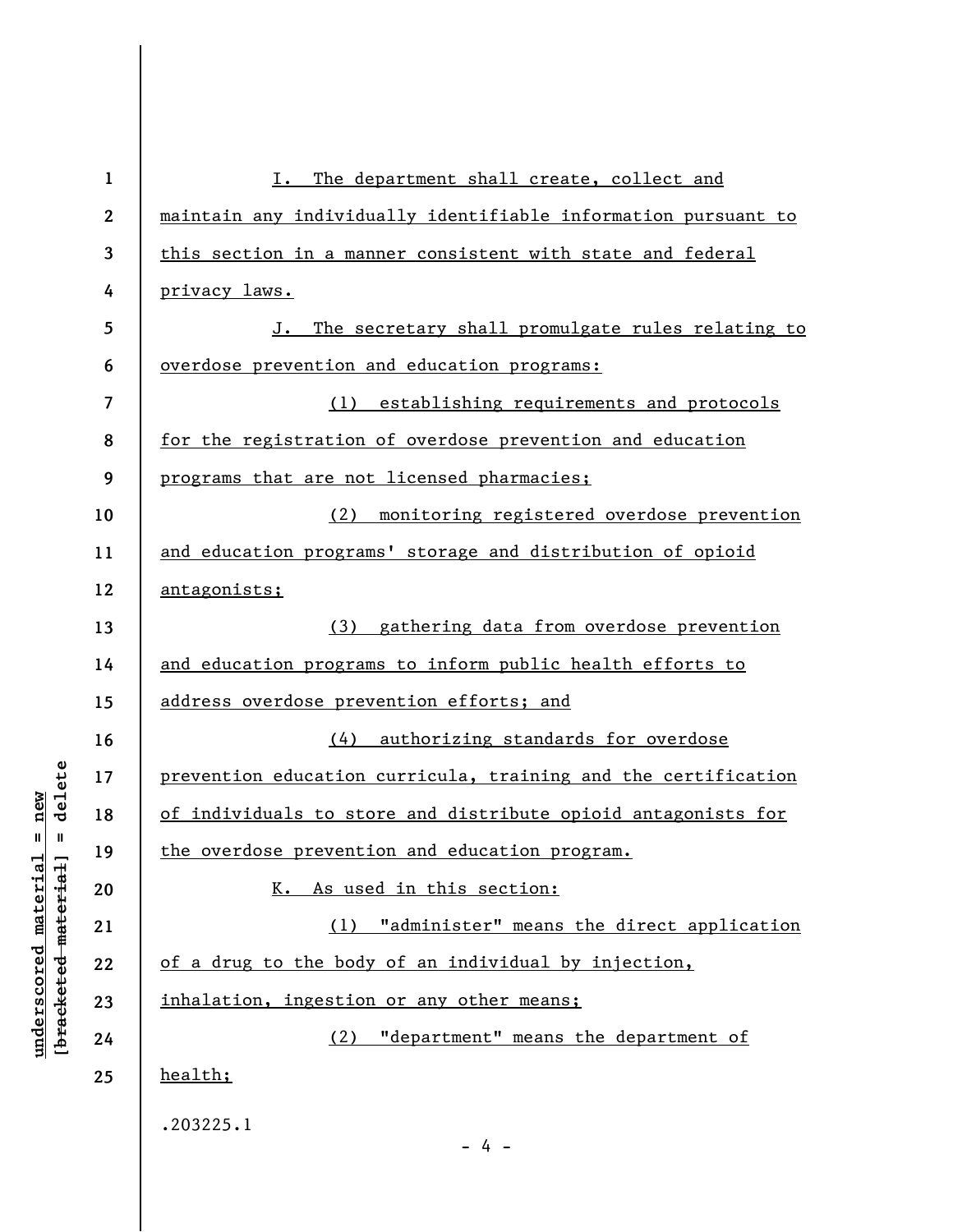I. The department shall create, collect and maintain any individually identifiable information pursuant to this section in a manner consistent with state and federal privacy laws.

J. The secretary shall promulgate rules relating to overdose prevention and education programs:

(1) establishing requirements and protocols for the registration of overdose prevention and education programs that are not licensed pharmacies;

(2) monitoring registered overdose prevention and education programs' storage and distribution of opioid antagonists;

(3) gathering data from overdose prevention and education programs to inform public health efforts to address overdose prevention efforts; and

(4) authorizing standards for overdose prevention education curricula, training and the certification of individuals to store and distribute opioid antagonists for the overdose prevention and education program.

K. As used in this section:

(1) "administer" means the direct application of a drug to the body of an individual by injection, inhalation, ingestion or any other means;

(2) "department" means the department of health;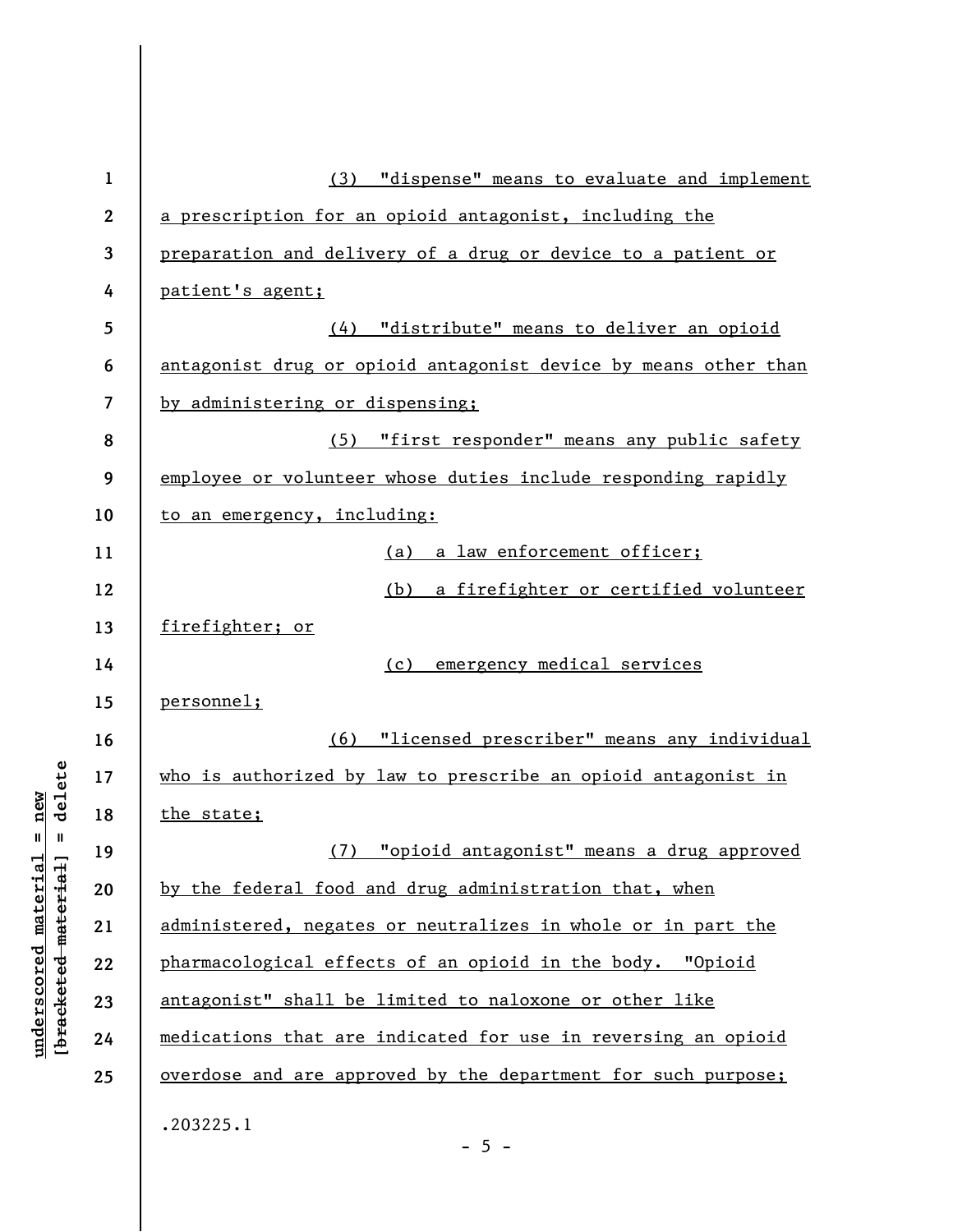(3) "dispense" means to evaluate and implement a prescription for an opioid antagonist, including the preparation and delivery of a drug or device to a patient or patient's agent;

(4) "distribute" means to deliver an opioid antagonist drug or opioid antagonist device by means other than by administering or dispensing;

(5) "first responder" means any public safety employee or volunteer whose duties include responding rapidly to an emergency, including:

(a) a law enforcement officer;

(b) a firefighter or certified volunteer firefighter; or

(c) emergency medical services personnel;

(6) "licensed prescriber" means any individual who is authorized by law to prescribe an opioid antagonist in the state;

(7) "opioid antagonist" means a drug approved by the federal food and drug administration that, when administered, negates or neutralizes in whole or in part the pharmacological effects of an opioid in the body. "Opioid antagonist" shall be limited to naloxone or other like medications that are indicated for use in reversing an opioid overdose and are approved by the department for such purpose;

.203225.1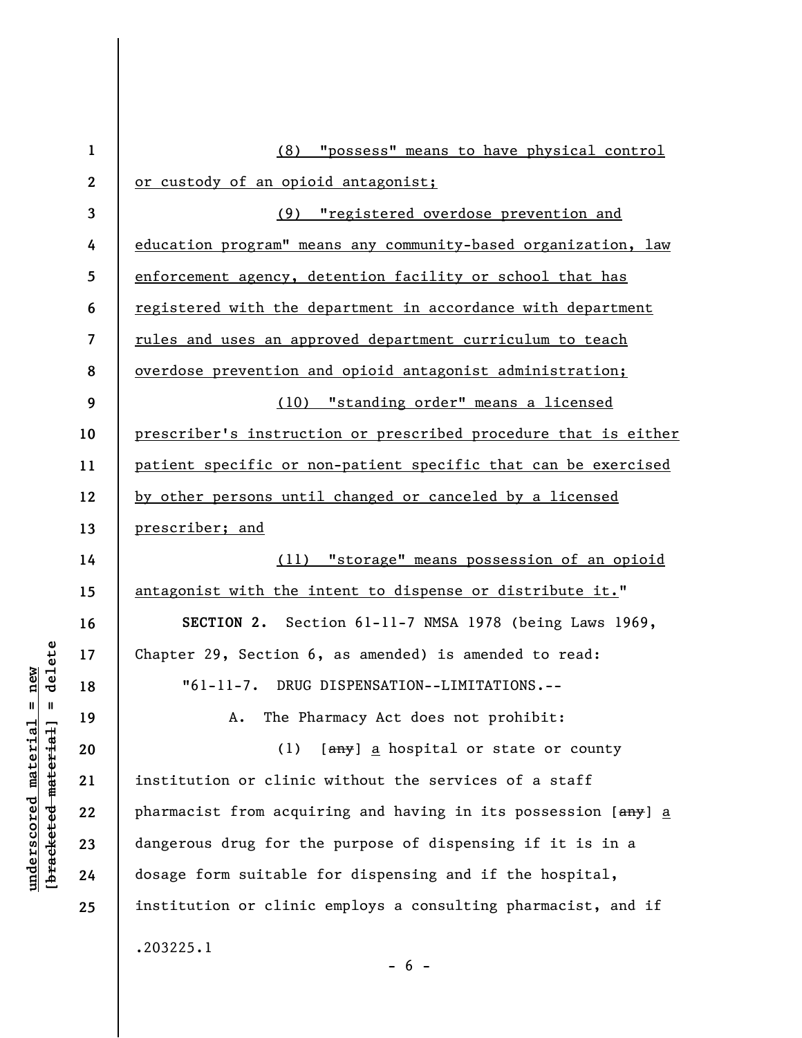(8) "possess" means to have physical control or custody of an opioid antagonist;

(9) "registered overdose prevention and education program" means any community-based organization, law enforcement agency, detention facility or school that has registered with the department in accordance with department rules and uses an approved department curriculum to teach overdose prevention and opioid antagonist administration;

(10) "standing order" means a licensed prescriber's instruction or prescribed procedure that is either patient specific or non-patient specific that can be exercised by other persons until changed or canceled by a licensed prescriber; and

(11) "storage" means possession of an opioid antagonist with the intent to dispense or distribute it."

**SECTION 2.** Section 61-11-7 NMSA 1978 (being Laws 1969, Chapter 29, Section 6, as amended) is amended to read:

"61-11-7. DRUG DISPENSATION--LIMITATIONS.--

A. The Pharmacy Act does not prohibit:

(1) [~~any~~] a hospital or state or county institution or clinic without the services of a staff pharmacist from acquiring and having in its possession [~~any~~] a dangerous drug for the purpose of dispensing if it is in a dosage form suitable for dispensing and if the hospital, institution or clinic employs a consulting pharmacist, and if

.203225.1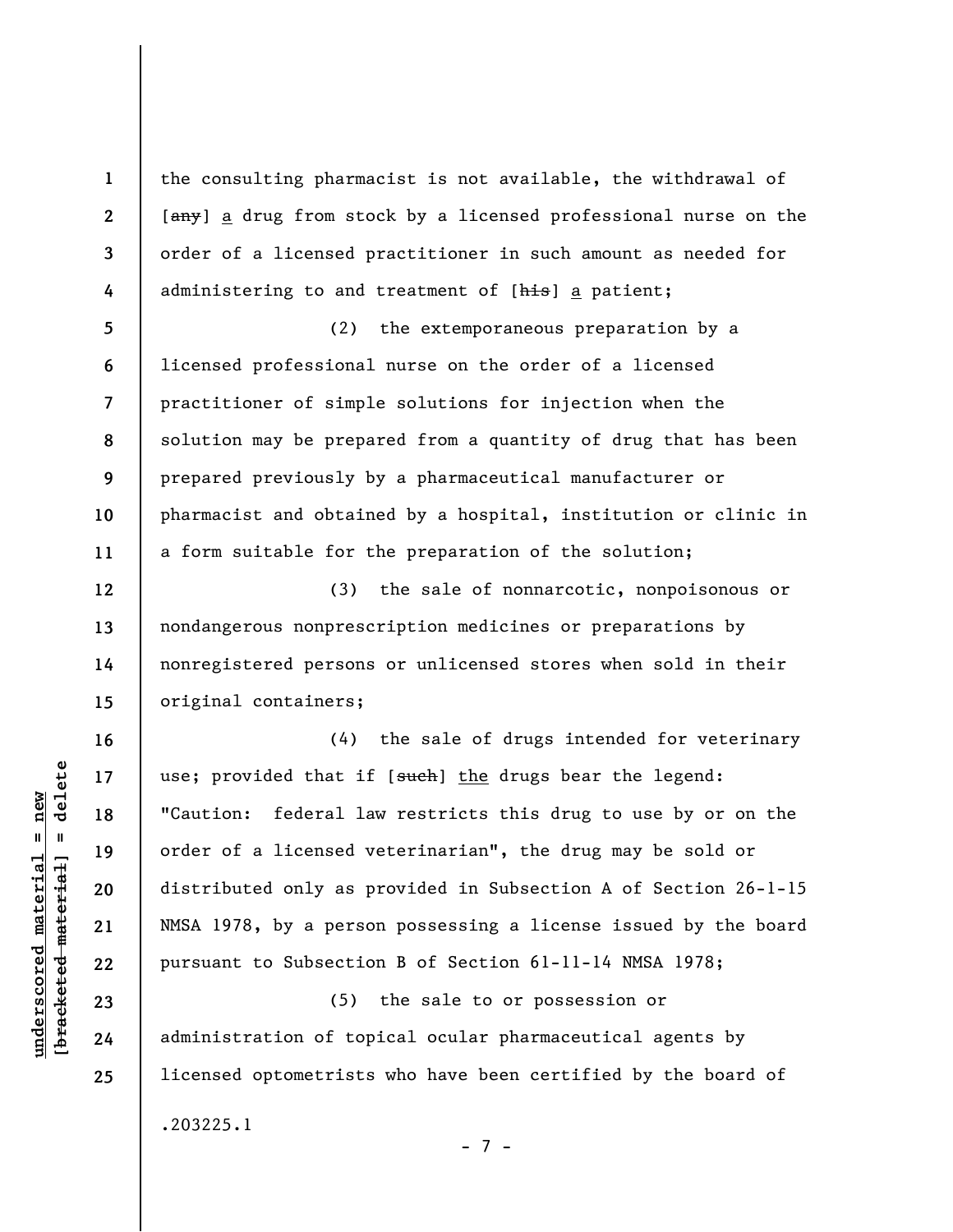the consulting pharmacist is not available, the withdrawal of [~~any~~] <u>a</u> drug from stock by a licensed professional nurse on the order of a licensed practitioner in such amount as needed for administering to and treatment of [~~his~~] <u>a</u> patient;

(2) the extemporaneous preparation by a licensed professional nurse on the order of a licensed practitioner of simple solutions for injection when the solution may be prepared from a quantity of drug that has been prepared previously by a pharmaceutical manufacturer or pharmacist and obtained by a hospital, institution or clinic in a form suitable for the preparation of the solution;

(3) the sale of nonnarcotic, nonpoisonous or nondangerous nonprescription medicines or preparations by nonregistered persons or unlicensed stores when sold in their original containers;

(4) the sale of drugs intended for veterinary use; provided that if [~~such~~] <u>the</u> drugs bear the legend: "Caution: federal law restricts this drug to use by or on the order of a licensed veterinarian", the drug may be sold or distributed only as provided in Subsection A of Section 26-1-15 NMSA 1978, by a person possessing a license issued by the board pursuant to Subsection B of Section 61-11-14 NMSA 1978;

(5) the sale to or possession or administration of topical ocular pharmaceutical agents by licensed optometrists who have been certified by the board of

.203225.1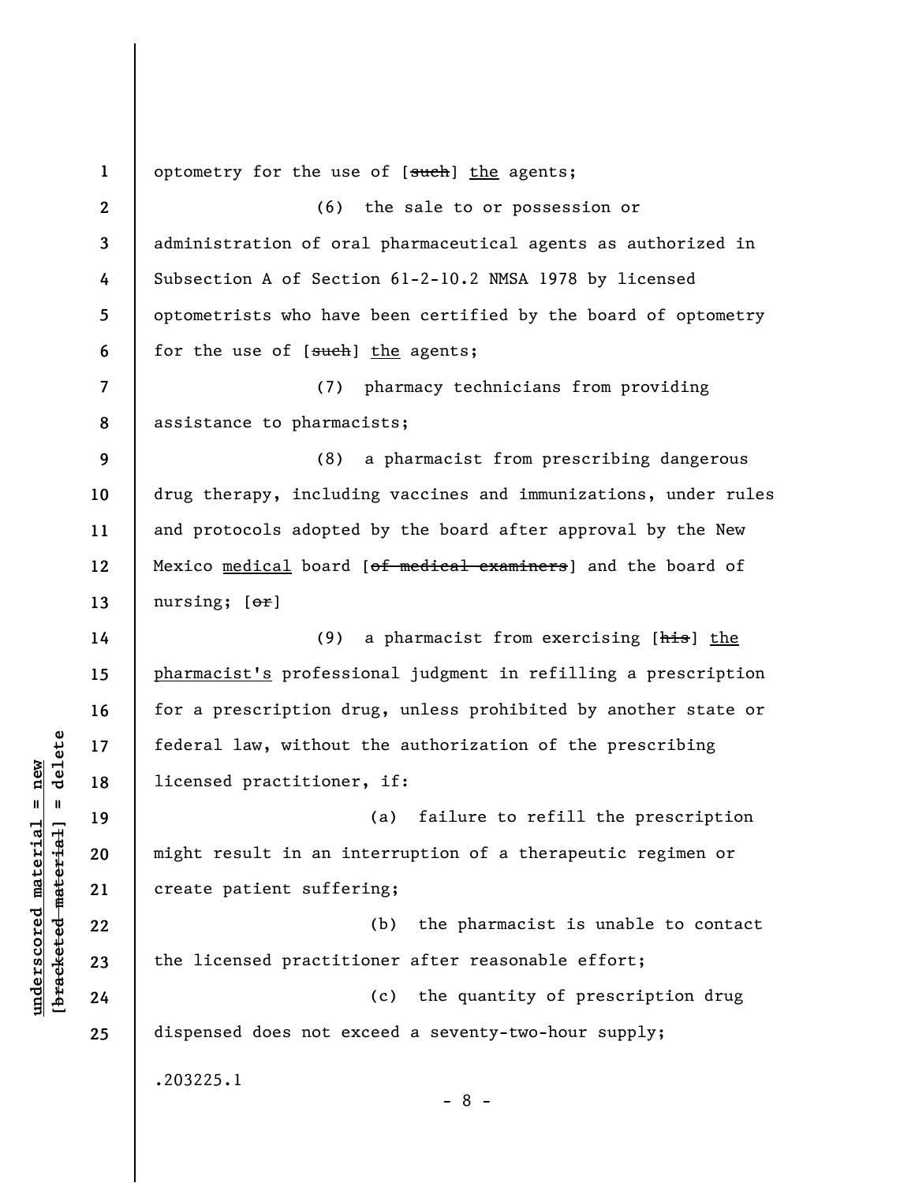optometry for the use of [~~such~~] <u>the</u> agents;

(6) the sale to or possession or administration of oral pharmaceutical agents as authorized in Subsection A of Section 61-2-10.2 NMSA 1978 by licensed optometrists who have been certified by the board of optometry for the use of [~~such~~] <u>the</u> agents;

(7) pharmacy technicians from providing assistance to pharmacists;

(8) a pharmacist from prescribing dangerous drug therapy, including vaccines and immunizations, under rules and protocols adopted by the board after approval by the New Mexico <u>medical</u> board [~~of medical examiners~~] and the board of nursing; [~~or~~]

(9) a pharmacist from exercising [~~his~~] <u>the pharmacist's</u> professional judgment in refilling a prescription for a prescription drug, unless prohibited by another state or federal law, without the authorization of the prescribing licensed practitioner, if:

(a) failure to refill the prescription might result in an interruption of a therapeutic regimen or create patient suffering;

(b) the pharmacist is unable to contact the licensed practitioner after reasonable effort;

(c) the quantity of prescription drug dispensed does not exceed a seventy-two-hour supply;

.203225.1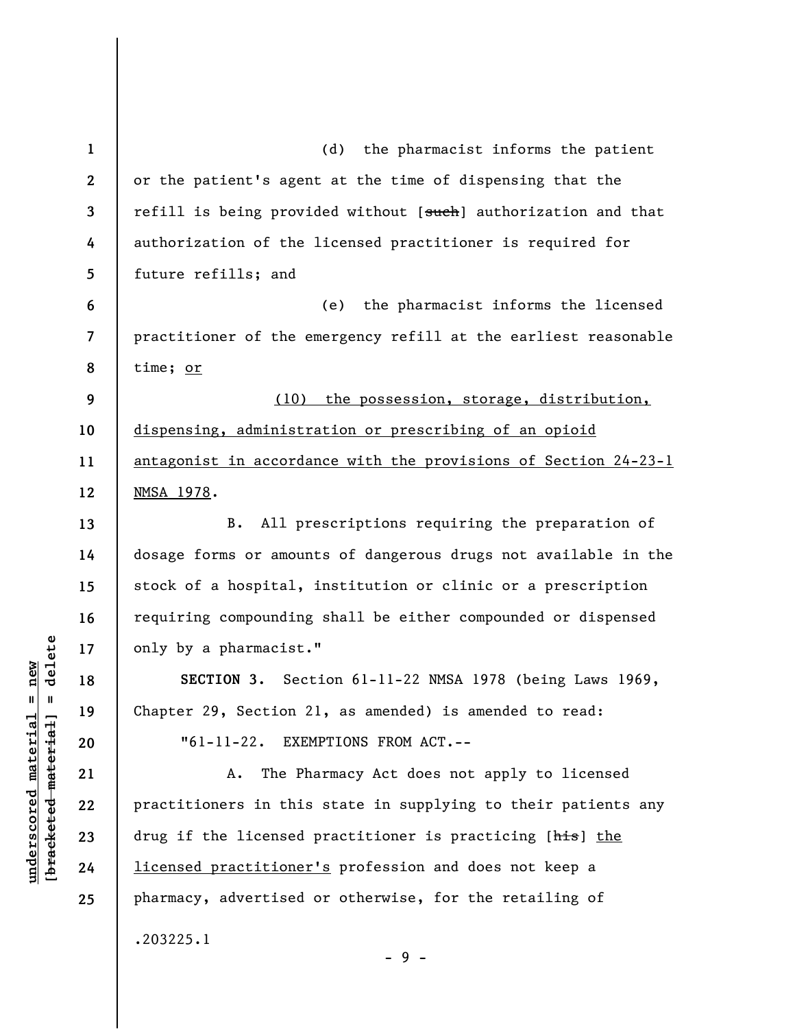(d) the pharmacist informs the patient or the patient's agent at the time of dispensing that the refill is being provided without [~~such~~] authorization and that authorization of the licensed practitioner is required for future refills; and

(e) the pharmacist informs the licensed practitioner of the emergency refill at the earliest reasonable time; <u>or</u>

<u>(10) the possession, storage, distribution, dispensing, administration or prescribing of an opioid antagonist in accordance with the provisions of Section 24-23-1 NMSA 1978</u>.

B. All prescriptions requiring the preparation of dosage forms or amounts of dangerous drugs not available in the stock of a hospital, institution or clinic or a prescription requiring compounding shall be either compounded or dispensed only by a pharmacist."

**SECTION 3.** Section 61-11-22 NMSA 1978 (being Laws 1969, Chapter 29, Section 21, as amended) is amended to read:

"61-11-22. EXEMPTIONS FROM ACT.--

A. The Pharmacy Act does not apply to licensed practitioners in this state in supplying to their patients any drug if the licensed practitioner is practicing [~~his~~] <u>the licensed practitioner's</u> profession and does not keep a pharmacy, advertised or otherwise, for the retailing of

.203225.1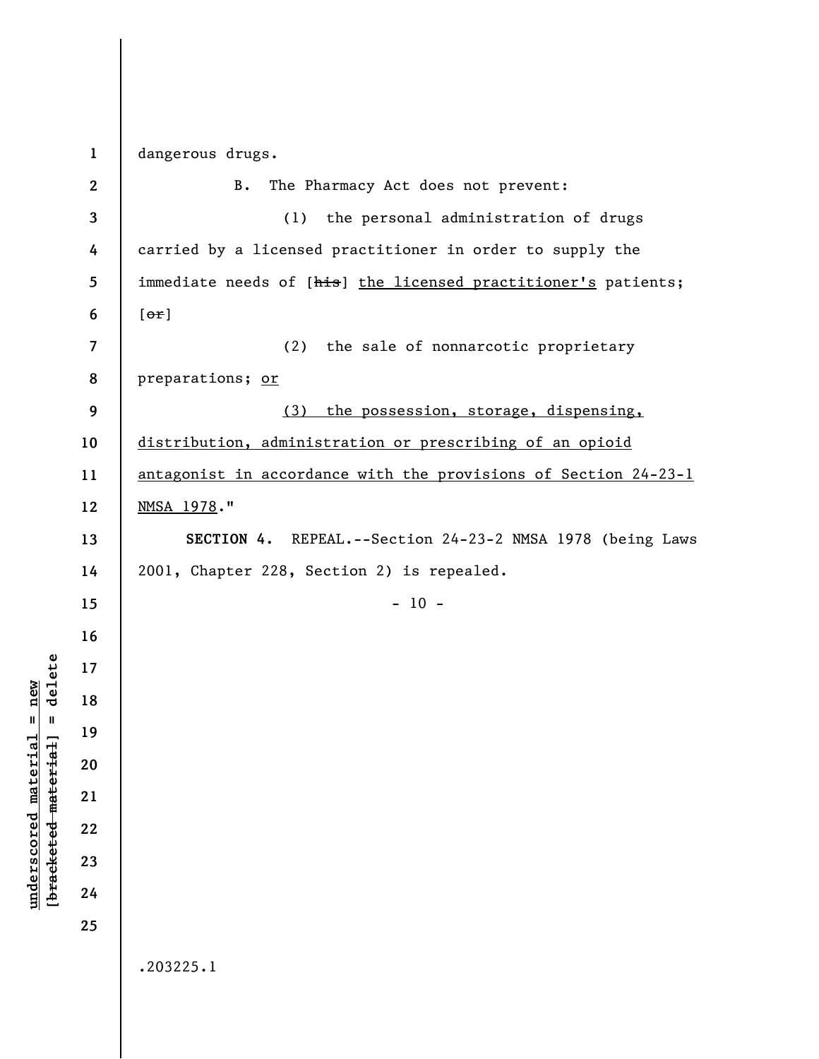dangerous drugs.

B. The Pharmacy Act does not prevent:

(1) the personal administration of drugs carried by a licensed practitioner in order to supply the immediate needs of [~~his~~] <u>the licensed practitioner's</u> patients; [~~or~~]

(2) the sale of nonnarcotic proprietary preparations; <u>or</u>

<u>(3) the possession, storage, dispensing, distribution, administration or prescribing of an opioid antagonist in accordance with the provisions of Section 24-23-1 NMSA 1978</u>."

**SECTION 4.** REPEAL.--Section 24-23-2 NMSA 1978 (being Laws 2001, Chapter 228, Section 2) is repealed.

.203225.1